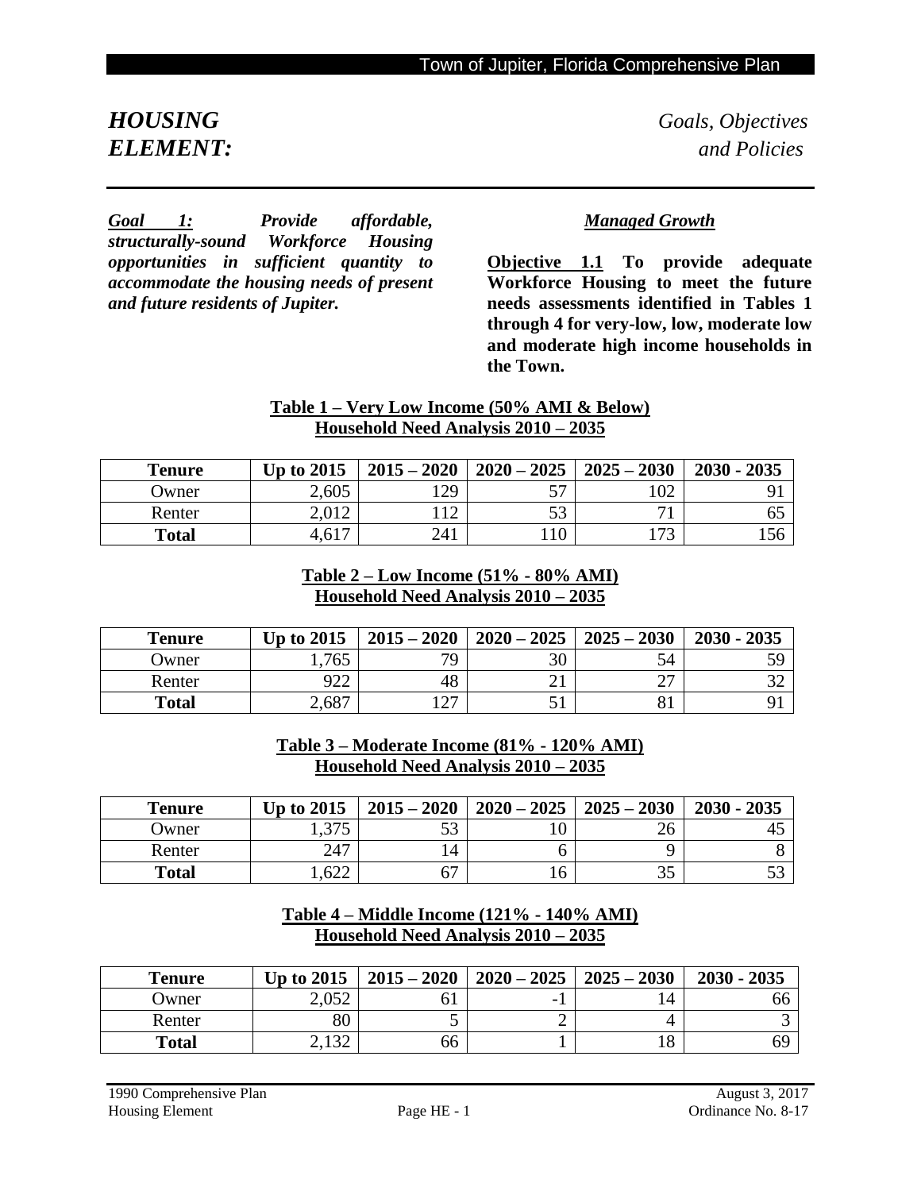# *HOUSING ELEMENT:* *Goals, Objectives and Policies*

***Goal 1:** Provide affordable, structurally-sound Workforce Housing opportunities in sufficient quantity to accommodate the housing needs of present and future residents of Jupiter.*

## *Managed Growth*

**Objective 1.1 To provide adequate Workforce Housing to meet the future needs assessments identified in Tables 1 through 4 for very-low, low, moderate low and moderate high income households in the Town.**

**Table 1 – Very Low Income (50% AMI & Below)**
**Household Need Analysis 2010 – 2035**

| Tenure | Up to 2015 | 2015 – 2020 | 2020 – 2025 | 2025 – 2030 | 2030 - 2035 |
|---|---|---|---|---|---|
| Owner | 2,605 | 129 | 57 | 102 | 91 |
| Renter | 2,012 | 112 | 53 | 71 | 65 |
| **Total** | 4,617 | 241 | 110 | 173 | 156 |

**Table 2 – Low Income (51% - 80% AMI)**
**Household Need Analysis 2010 – 2035**

| Tenure | Up to 2015 | 2015 – 2020 | 2020 – 2025 | 2025 – 2030 | 2030 - 2035 |
|---|---|---|---|---|---|
| Owner | 1,765 | 79 | 30 | 54 | 59 |
| Renter | 922 | 48 | 21 | 27 | 32 |
| **Total** | 2,687 | 127 | 51 | 81 | 91 |

**Table 3 – Moderate Income (81% - 120% AMI)**
**Household Need Analysis 2010 – 2035**

| Tenure | Up to 2015 | 2015 – 2020 | 2020 – 2025 | 2025 – 2030 | 2030 - 2035 |
|---|---|---|---|---|---|
| Owner | 1,375 | 53 | 10 | 26 | 45 |
| Renter | 247 | 14 | 6 | 9 | 8 |
| **Total** | 1,622 | 67 | 16 | 35 | 53 |

**Table 4 – Middle Income (121% - 140% AMI)**
**Household Need Analysis 2010 – 2035**

| Tenure | Up to 2015 | 2015 – 2020 | 2020 – 2025 | 2025 – 2030 | 2030 - 2035 |
|---|---|---|---|---|---|
| Owner | 2,052 | 61 | -1 | 14 | 66 |
| Renter | 80 | 5 | 2 | 4 | 3 |
| **Total** | 2,132 | 66 | 1 | 18 | 69 |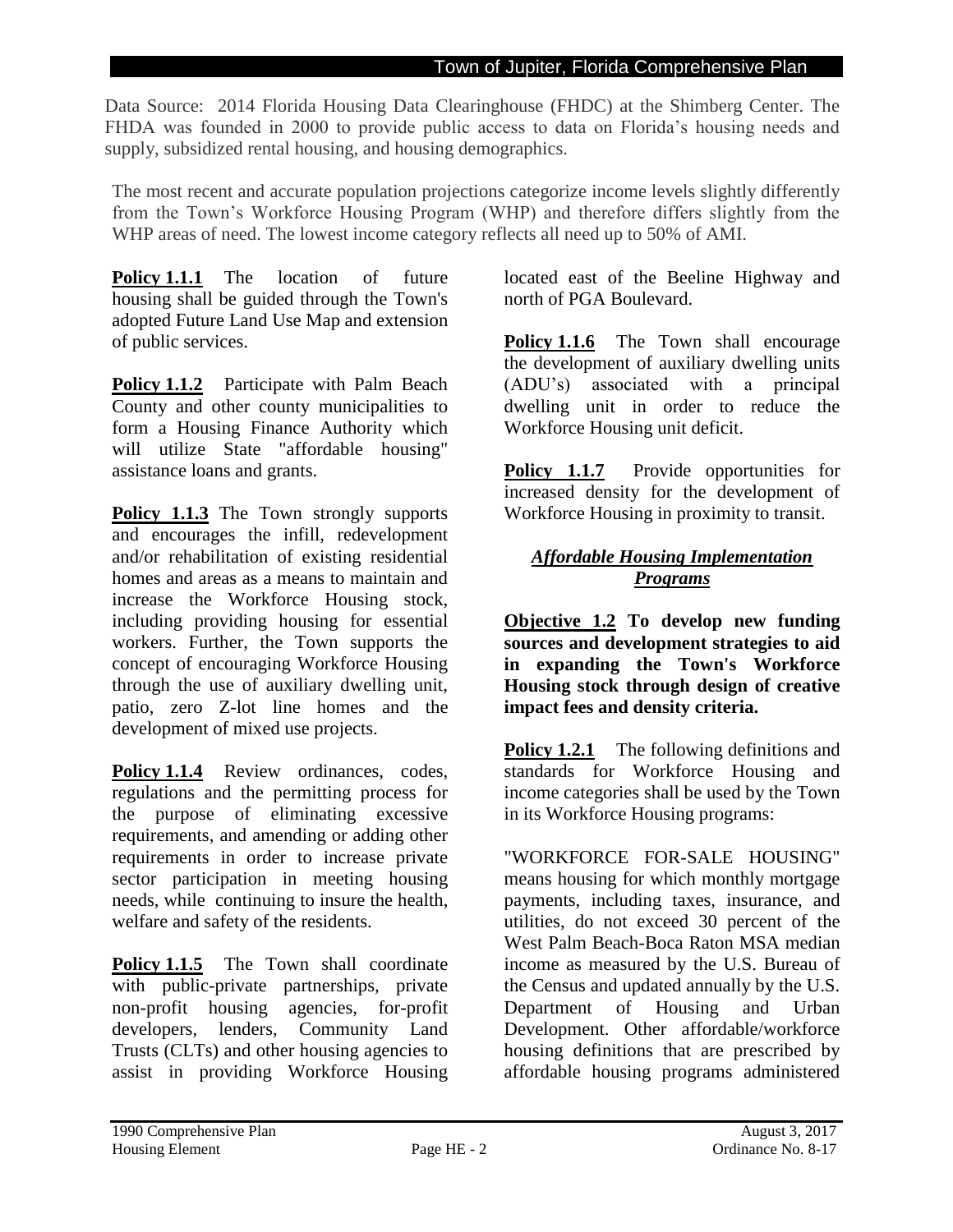Data Source: 2014 Florida Housing Data Clearinghouse (FHDC) at the Shimberg Center. The FHDA was founded in 2000 to provide public access to data on Florida's housing needs and supply, subsidized rental housing, and housing demographics.

The most recent and accurate population projections categorize income levels slightly differently from the Town's Workforce Housing Program (WHP) and therefore differs slightly from the WHP areas of need. The lowest income category reflects all need up to 50% of AMI.

**Policy 1.1.1** The location of future housing shall be guided through the Town's adopted Future Land Use Map and extension of public services.

**Policy 1.1.2** Participate with Palm Beach County and other county municipalities to form a Housing Finance Authority which will utilize State "affordable housing" assistance loans and grants.

**Policy 1.1.3** The Town strongly supports and encourages the infill, redevelopment and/or rehabilitation of existing residential homes and areas as a means to maintain and increase the Workforce Housing stock, including providing housing for essential workers. Further, the Town supports the concept of encouraging Workforce Housing through the use of auxiliary dwelling unit, patio, zero Z-lot line homes and the development of mixed use projects.

**Policy 1.1.4** Review ordinances, codes, regulations and the permitting process for the purpose of eliminating excessive requirements, and amending or adding other requirements in order to increase private sector participation in meeting housing needs, while continuing to insure the health, welfare and safety of the residents.

**Policy 1.1.5** The Town shall coordinate with public-private partnerships, private non-profit housing agencies, for-profit developers, lenders, Community Land Trusts (CLTs) and other housing agencies to assist in providing Workforce Housing located east of the Beeline Highway and north of PGA Boulevard.

**Policy 1.1.6** The Town shall encourage the development of auxiliary dwelling units (ADU's) associated with a principal dwelling unit in order to reduce the Workforce Housing unit deficit.

**Policy 1.1.7** Provide opportunities for increased density for the development of Workforce Housing in proximity to transit.

### *Affordable Housing Implementation Programs*

**Objective 1.2 To develop new funding sources and development strategies to aid in expanding the Town's Workforce Housing stock through design of creative impact fees and density criteria.**

**Policy 1.2.1** The following definitions and standards for Workforce Housing and income categories shall be used by the Town in its Workforce Housing programs:

"WORKFORCE FOR-SALE HOUSING" means housing for which monthly mortgage payments, including taxes, insurance, and utilities, do not exceed 30 percent of the West Palm Beach-Boca Raton MSA median income as measured by the U.S. Bureau of the Census and updated annually by the U.S. Department of Housing and Urban Development. Other affordable/workforce housing definitions that are prescribed by affordable housing programs administered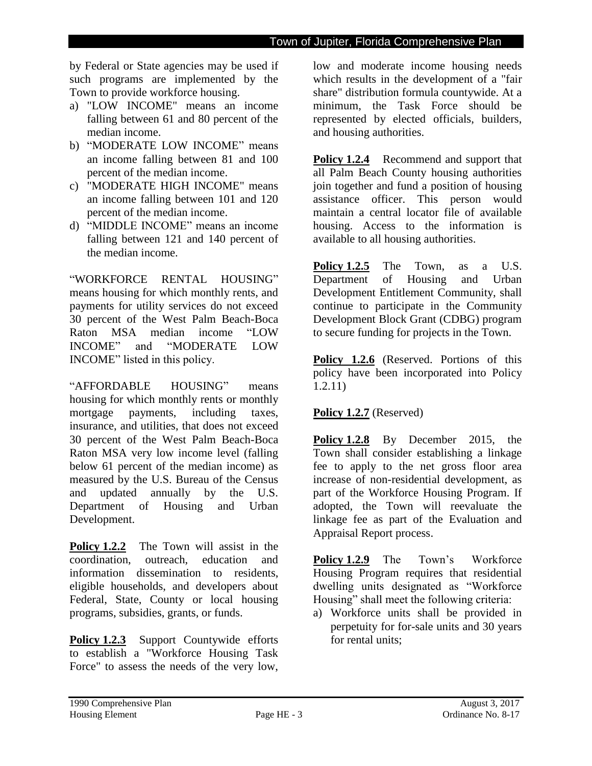by Federal or State agencies may be used if such programs are implemented by the Town to provide workforce housing.

a) "LOW INCOME" means an income falling between 61 and 80 percent of the median income.
b) "MODERATE LOW INCOME" means an income falling between 81 and 100 percent of the median income.
c) "MODERATE HIGH INCOME" means an income falling between 101 and 120 percent of the median income.
d) "MIDDLE INCOME" means an income falling between 121 and 140 percent of the median income.

"WORKFORCE RENTAL HOUSING" means housing for which monthly rents, and payments for utility services do not exceed 30 percent of the West Palm Beach-Boca Raton MSA median income "LOW INCOME" and "MODERATE LOW INCOME" listed in this policy.

"AFFORDABLE HOUSING" means housing for which monthly rents or monthly mortgage payments, including taxes, insurance, and utilities, that does not exceed 30 percent of the West Palm Beach-Boca Raton MSA very low income level (falling below 61 percent of the median income) as measured by the U.S. Bureau of the Census and updated annually by the U.S. Department of Housing and Urban Development.

**Policy 1.2.2** The Town will assist in the coordination, outreach, education and information dissemination to residents, eligible households, and developers about Federal, State, County or local housing programs, subsidies, grants, or funds.

**Policy 1.2.3** Support Countywide efforts to establish a "Workforce Housing Task Force" to assess the needs of the very low, low and moderate income housing needs which results in the development of a "fair share" distribution formula countywide. At a minimum, the Task Force should be represented by elected officials, builders, and housing authorities.

**Policy 1.2.4** Recommend and support that all Palm Beach County housing authorities join together and fund a position of housing assistance officer. This person would maintain a central locator file of available housing. Access to the information is available to all housing authorities.

**Policy 1.2.5** The Town, as a U.S. Department of Housing and Urban Development Entitlement Community, shall continue to participate in the Community Development Block Grant (CDBG) program to secure funding for projects in the Town.

**Policy 1.2.6** (Reserved. Portions of this policy have been incorporated into Policy 1.2.11)

**Policy 1.2.7** (Reserved)

**Policy 1.2.8** By December 2015, the Town shall consider establishing a linkage fee to apply to the net gross floor area increase of non-residential development, as part of the Workforce Housing Program. If adopted, the Town will reevaluate the linkage fee as part of the Evaluation and Appraisal Report process.

**Policy 1.2.9** The Town's Workforce Housing Program requires that residential dwelling units designated as "Workforce Housing" shall meet the following criteria:

a) Workforce units shall be provided in perpetuity for for-sale units and 30 years for rental units;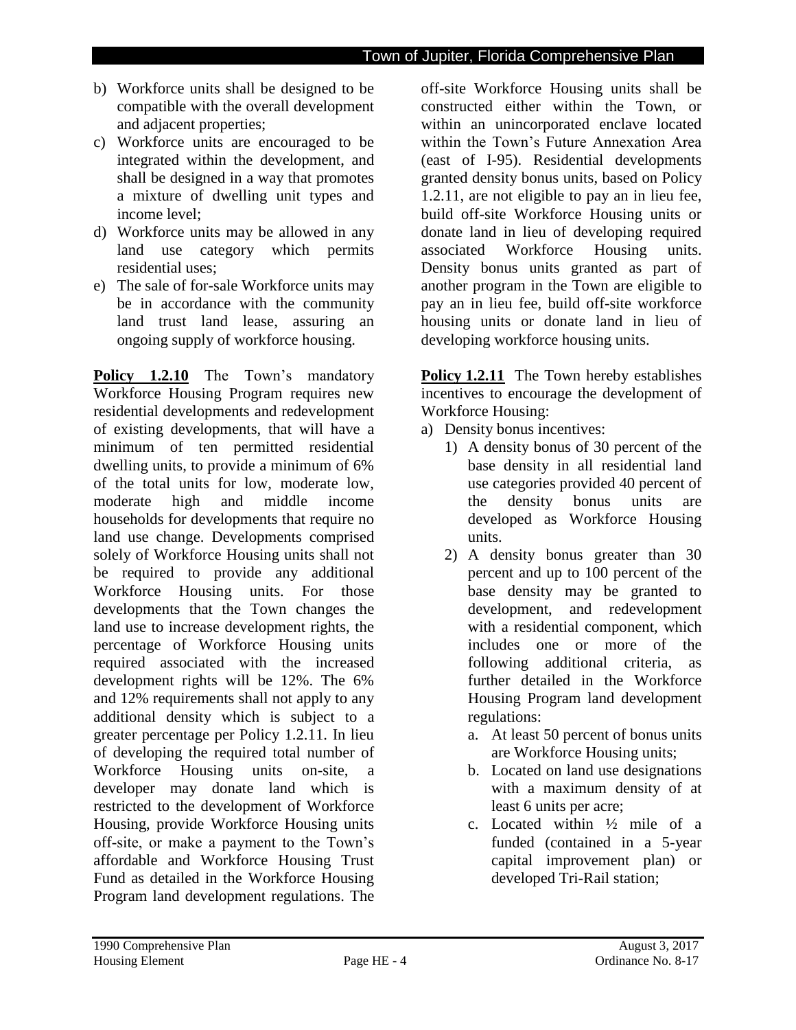b) Workforce units shall be designed to be compatible with the overall development and adjacent properties;

c) Workforce units are encouraged to be integrated within the development, and shall be designed in a way that promotes a mixture of dwelling unit types and income level;

d) Workforce units may be allowed in any land use category which permits residential uses;

e) The sale of for-sale Workforce units may be in accordance with the community land trust land lease, assuring an ongoing supply of workforce housing.

**Policy 1.2.10** The Town's mandatory Workforce Housing Program requires new residential developments and redevelopment of existing developments, that will have a minimum of ten permitted residential dwelling units, to provide a minimum of 6% of the total units for low, moderate low, moderate high and middle income households for developments that require no land use change. Developments comprised solely of Workforce Housing units shall not be required to provide any additional Workforce Housing units. For those developments that the Town changes the land use to increase development rights, the percentage of Workforce Housing units required associated with the increased development rights will be 12%. The 6% and 12% requirements shall not apply to any additional density which is subject to a greater percentage per Policy 1.2.11. In lieu of developing the required total number of Workforce Housing units on-site, a developer may donate land which is restricted to the development of Workforce Housing, provide Workforce Housing units off-site, or make a payment to the Town's affordable and Workforce Housing Trust Fund as detailed in the Workforce Housing Program land development regulations. The off-site Workforce Housing units shall be constructed either within the Town, or within an unincorporated enclave located within the Town's Future Annexation Area (east of I-95). Residential developments granted density bonus units, based on Policy 1.2.11, are not eligible to pay an in lieu fee, build off-site Workforce Housing units or donate land in lieu of developing required associated Workforce Housing units. Density bonus units granted as part of another program in the Town are eligible to pay an in lieu fee, build off-site workforce housing units or donate land in lieu of developing workforce housing units.

**Policy 1.2.11** The Town hereby establishes incentives to encourage the development of Workforce Housing:

a) Density bonus incentives:
   1) A density bonus of 30 percent of the base density in all residential land use categories provided 40 percent of the density bonus units are developed as Workforce Housing units.
   2) A density bonus greater than 30 percent and up to 100 percent of the base density may be granted to development, and redevelopment with a residential component, which includes one or more of the following additional criteria, as further detailed in the Workforce Housing Program land development regulations:
      a. At least 50 percent of bonus units are Workforce Housing units;
      b. Located on land use designations with a maximum density of at least 6 units per acre;
      c. Located within ½ mile of a funded (contained in a 5-year capital improvement plan) or developed Tri-Rail station;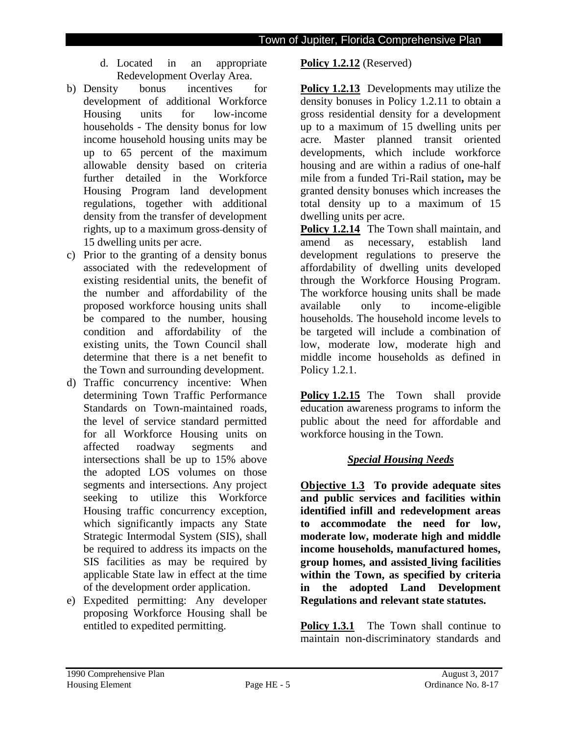d. Located in an appropriate Redevelopment Overlay Area.

b) Density bonus incentives for development of additional Workforce Housing units for low-income households - The density bonus for low income household housing units may be up to 65 percent of the maximum allowable density based on criteria further detailed in the Workforce Housing Program land development regulations, together with additional density from the transfer of development rights, up to a maximum gross density of 15 dwelling units per acre.

c) Prior to the granting of a density bonus associated with the redevelopment of existing residential units, the benefit of the number and affordability of the proposed workforce housing units shall be compared to the number, housing condition and affordability of the existing units, the Town Council shall determine that there is a net benefit to the Town and surrounding development.

d) Traffic concurrency incentive: When determining Town Traffic Performance Standards on Town-maintained roads, the level of service standard permitted for all Workforce Housing units on affected roadway segments and intersections shall be up to 15% above the adopted LOS volumes on those segments and intersections. Any project seeking to utilize this Workforce Housing traffic concurrency exception, which significantly impacts any State Strategic Intermodal System (SIS), shall be required to address its impacts on the SIS facilities as may be required by applicable State law in effect at the time of the development order application.

e) Expedited permitting: Any developer proposing Workforce Housing shall be entitled to expedited permitting.

**Policy 1.2.12** (Reserved)

**Policy 1.2.13** Developments may utilize the density bonuses in Policy 1.2.11 to obtain a gross residential density for a development up to a maximum of 15 dwelling units per acre. Master planned transit oriented developments, which include workforce housing and are within a radius of one-half mile from a funded Tri-Rail station**,** may be granted density bonuses which increases the total density up to a maximum of 15 dwelling units per acre.

**Policy 1.2.14** The Town shall maintain, and amend as necessary, establish land development regulations to preserve the affordability of dwelling units developed through the Workforce Housing Program. The workforce housing units shall be made available only to income-eligible households. The household income levels to be targeted will include a combination of low, moderate low, moderate high and middle income households as defined in Policy 1.2.1.

**Policy 1.2.15** The Town shall provide education awareness programs to inform the public about the need for affordable and workforce housing in the Town.

## ***Special Housing Needs***

**Objective 1.3 To provide adequate sites and public services and facilities within identified infill and redevelopment areas to accommodate the need for low, moderate low, moderate high and middle income households, manufactured homes, group homes, and assisted living facilities within the Town, as specified by criteria in the adopted Land Development Regulations and relevant state statutes.**

**Policy 1.3.1** The Town shall continue to maintain non-discriminatory standards and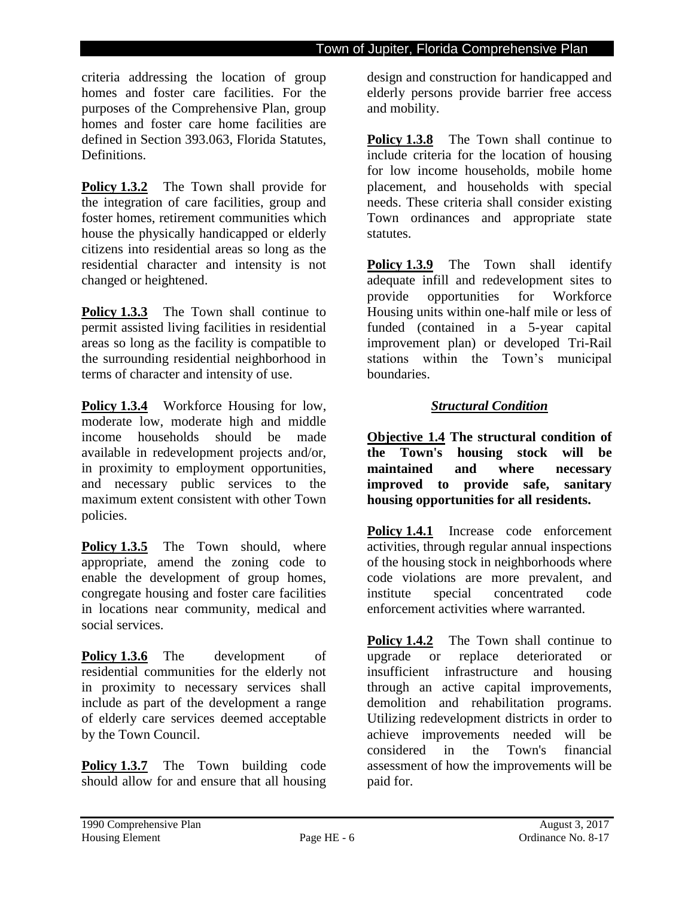criteria addressing the location of group homes and foster care facilities. For the purposes of the Comprehensive Plan, group homes and foster care home facilities are defined in Section 393.063, Florida Statutes, Definitions.

**Policy 1.3.2** The Town shall provide for the integration of care facilities, group and foster homes, retirement communities which house the physically handicapped or elderly citizens into residential areas so long as the residential character and intensity is not changed or heightened.

**Policy 1.3.3** The Town shall continue to permit assisted living facilities in residential areas so long as the facility is compatible to the surrounding residential neighborhood in terms of character and intensity of use.

**Policy 1.3.4** Workforce Housing for low, moderate low, moderate high and middle income households should be made available in redevelopment projects and/or, in proximity to employment opportunities, and necessary public services to the maximum extent consistent with other Town policies.

**Policy 1.3.5** The Town should, where appropriate, amend the zoning code to enable the development of group homes, congregate housing and foster care facilities in locations near community, medical and social services.

**Policy 1.3.6** The development of residential communities for the elderly not in proximity to necessary services shall include as part of the development a range of elderly care services deemed acceptable by the Town Council.

**Policy 1.3.7** The Town building code should allow for and ensure that all housing design and construction for handicapped and elderly persons provide barrier free access and mobility.

**Policy 1.3.8** The Town shall continue to include criteria for the location of housing for low income households, mobile home placement, and households with special needs. These criteria shall consider existing Town ordinances and appropriate state statutes.

**Policy 1.3.9** The Town shall identify adequate infill and redevelopment sites to provide opportunities for Workforce Housing units within one-half mile or less of funded (contained in a 5-year capital improvement plan) or developed Tri-Rail stations within the Town's municipal boundaries.

### *Structural Condition*

**Objective 1.4 The structural condition of the Town's housing stock will be maintained and where necessary improved to provide safe, sanitary housing opportunities for all residents.**

**Policy 1.4.1** Increase code enforcement activities, through regular annual inspections of the housing stock in neighborhoods where code violations are more prevalent, and institute special concentrated code enforcement activities where warranted.

**Policy 1.4.2** The Town shall continue to upgrade or replace deteriorated or insufficient infrastructure and housing through an active capital improvements, demolition and rehabilitation programs. Utilizing redevelopment districts in order to achieve improvements needed will be considered in the Town's financial assessment of how the improvements will be paid for.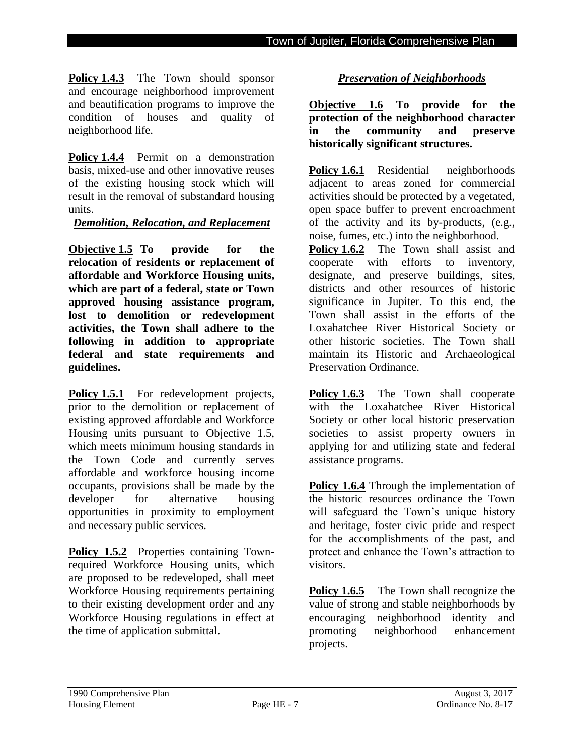**Policy 1.4.3** The Town should sponsor and encourage neighborhood improvement and beautification programs to improve the condition of houses and quality of neighborhood life.

**Policy 1.4.4** Permit on a demonstration basis, mixed-use and other innovative reuses of the existing housing stock which will result in the removal of substandard housing units.

### *Demolition, Relocation, and Replacement*

**Objective 1.5 To provide for the relocation of residents or replacement of affordable and Workforce Housing units, which are part of a federal, state or Town approved housing assistance program, lost to demolition or redevelopment activities, the Town shall adhere to the following in addition to appropriate federal and state requirements and guidelines.**

**Policy 1.5.1** For redevelopment projects, prior to the demolition or replacement of existing approved affordable and Workforce Housing units pursuant to Objective 1.5, which meets minimum housing standards in the Town Code and currently serves affordable and workforce housing income occupants, provisions shall be made by the developer for alternative housing opportunities in proximity to employment and necessary public services.

**Policy 1.5.2** Properties containing Town-required Workforce Housing units, which are proposed to be redeveloped, shall meet Workforce Housing requirements pertaining to their existing development order and any Workforce Housing regulations in effect at the time of application submittal.

### *Preservation of Neighborhoods*

**Objective 1.6 To provide for the protection of the neighborhood character in the community and preserve historically significant structures.**

**Policy 1.6.1** Residential neighborhoods adjacent to areas zoned for commercial activities should be protected by a vegetated, open space buffer to prevent encroachment of the activity and its by-products, (e.g., noise, fumes, etc.) into the neighborhood.

**Policy 1.6.2** The Town shall assist and cooperate with efforts to inventory, designate, and preserve buildings, sites, districts and other resources of historic significance in Jupiter. To this end, the Town shall assist in the efforts of the Loxahatchee River Historical Society or other historic societies. The Town shall maintain its Historic and Archaeological Preservation Ordinance.

**Policy 1.6.3** The Town shall cooperate with the Loxahatchee River Historical Society or other local historic preservation societies to assist property owners in applying for and utilizing state and federal assistance programs.

**Policy 1.6.4** Through the implementation of the historic resources ordinance the Town will safeguard the Town's unique history and heritage, foster civic pride and respect for the accomplishments of the past, and protect and enhance the Town's attraction to visitors.

**Policy 1.6.5** The Town shall recognize the value of strong and stable neighborhoods by encouraging neighborhood identity and promoting neighborhood enhancement projects.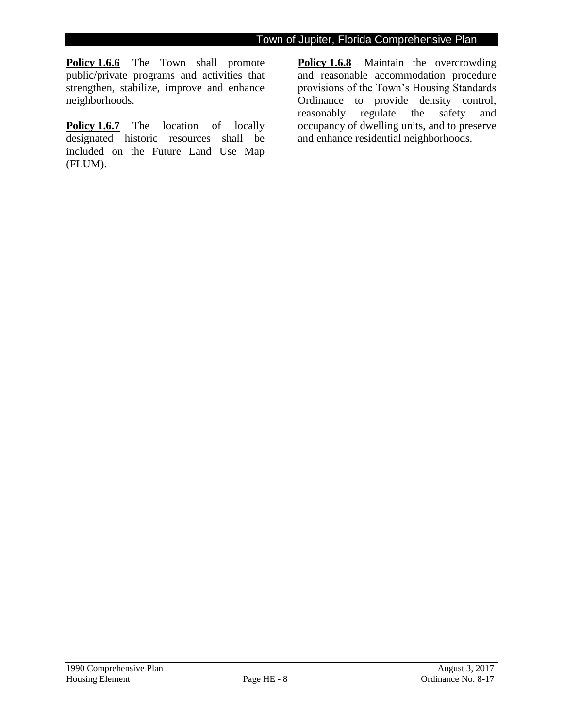**Policy 1.6.6** The Town shall promote public/private programs and activities that strengthen, stabilize, improve and enhance neighborhoods.

**Policy 1.6.7** The location of locally designated historic resources shall be included on the Future Land Use Map (FLUM).

**Policy 1.6.8** Maintain the overcrowding and reasonable accommodation procedure provisions of the Town's Housing Standards Ordinance to provide density control, reasonably regulate the safety and occupancy of dwelling units, and to preserve and enhance residential neighborhoods.